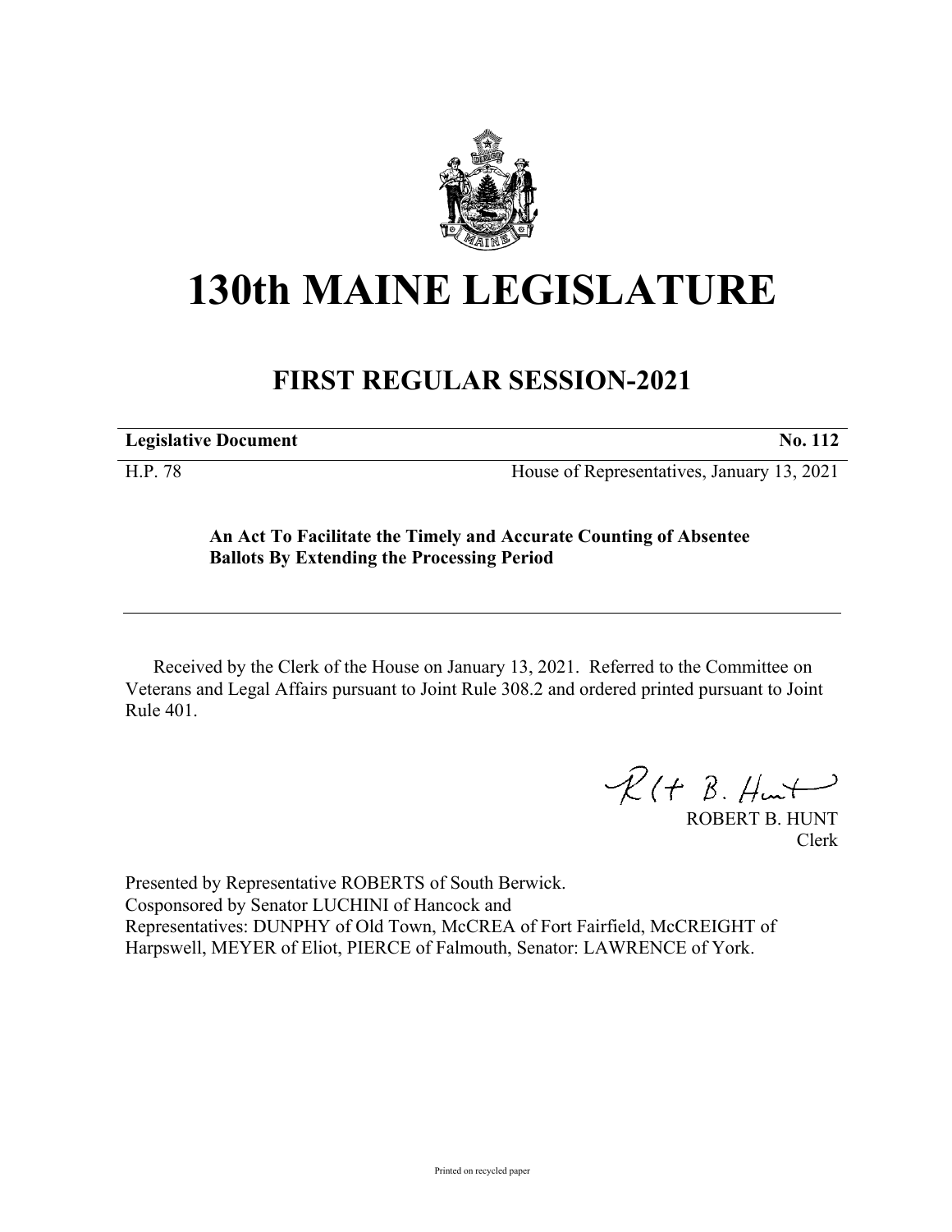# 130th MAINE LEGISLATURE

## FIRST REGULAR SESSION-2021

**Legislative Document** **No. 112**

H.P. 78 House of Representatives, January 13, 2021

**An Act To Facilitate the Timely and Accurate Counting of Absentee Ballots By Extending the Processing Period**

Received by the Clerk of the House on January 13, 2021. Referred to the Committee on Veterans and Legal Affairs pursuant to Joint Rule 308.2 and ordered printed pursuant to Joint Rule 401.

ROBERT B. HUNT
Clerk

Presented by Representative ROBERTS of South Berwick.
Cosponsored by Senator LUCHINI of Hancock and
Representatives: DUNPHY of Old Town, McCREA of Fort Fairfield, McCREIGHT of Harpswell, MEYER of Eliot, PIERCE of Falmouth, Senator: LAWRENCE of York.

Printed on recycled paper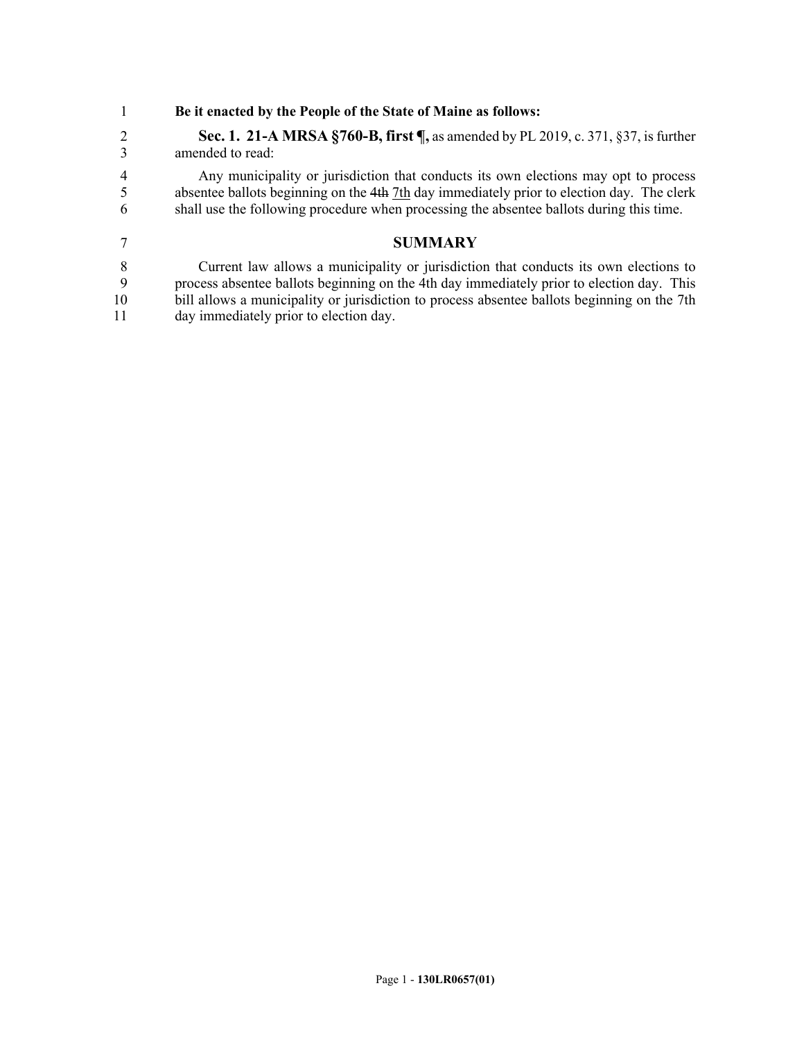**Be it enacted by the People of the State of Maine as follows:**

**Sec. 1. 21-A MRSA §760-B, first ¶,** as amended by PL 2019, c. 371, §37, is further amended to read:

Any municipality or jurisdiction that conducts its own elections may opt to process absentee ballots beginning on the ~~4th~~ 7th day immediately prior to election day. The clerk shall use the following procedure when processing the absentee ballots during this time.

## SUMMARY

Current law allows a municipality or jurisdiction that conducts its own elections to process absentee ballots beginning on the 4th day immediately prior to election day. This bill allows a municipality or jurisdiction to process absentee ballots beginning on the 7th day immediately prior to election day.